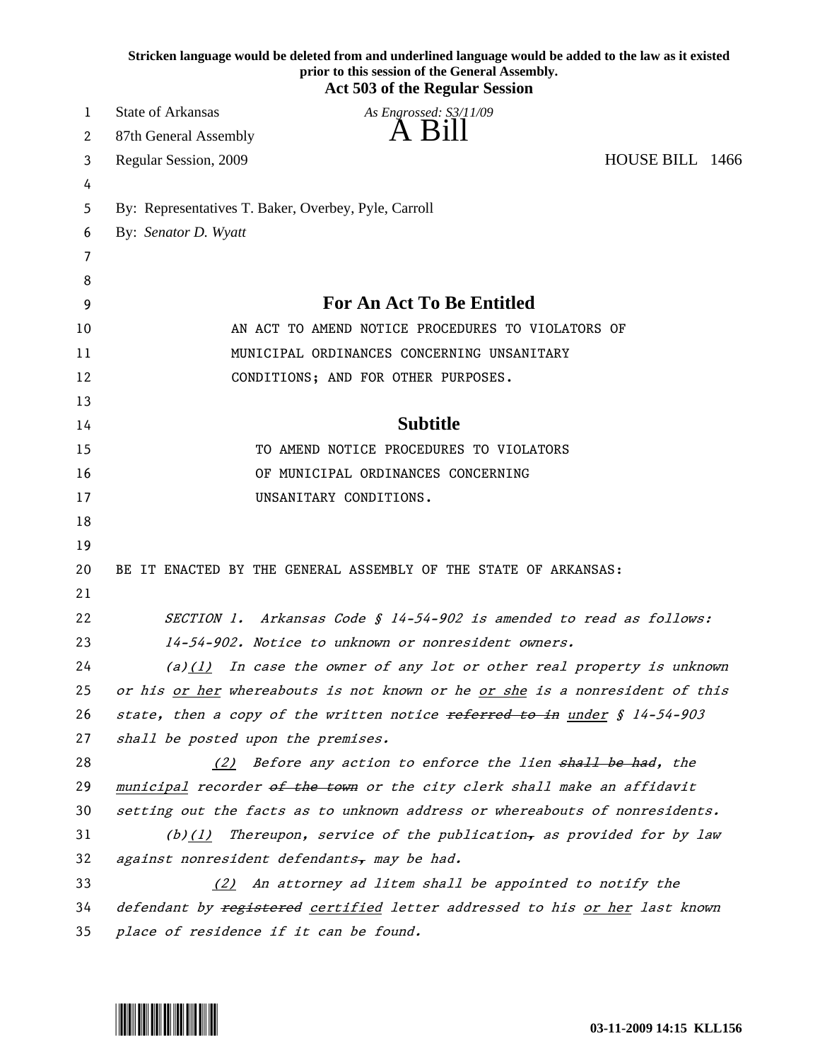**Stricken language would be deleted from and underlined language would be added to the law as it existed prior to this session of the General Assembly.**
**Act 503 of the Regular Session**

State of Arkansas *As Engrossed: S3/11/09*
87th General Assembly
# A Bill
Regular Session, 2009 HOUSE BILL 1466

By: Representatives T. Baker, Overbey, Pyle, Carroll
By: *Senator D. Wyatt*

## For An Act To Be Entitled

AN ACT TO AMEND NOTICE PROCEDURES TO VIOLATORS OF MUNICIPAL ORDINANCES CONCERNING UNSANITARY CONDITIONS; AND FOR OTHER PURPOSES.

## Subtitle

TO AMEND NOTICE PROCEDURES TO VIOLATORS OF MUNICIPAL ORDINANCES CONCERNING UNSANITARY CONDITIONS.

BE IT ENACTED BY THE GENERAL ASSEMBLY OF THE STATE OF ARKANSAS:

*SECTION 1. Arkansas Code § 14-54-902 is amended to read as follows:*

*14-54-902. Notice to unknown or nonresident owners.*

*(a)<u>(1)</u> In case the owner of any lot or other real property is unknown or his <u>or her</u> whereabouts is not known or he <u>or she</u> is a nonresident of this state, then a copy of the written notice ~~referred to in~~ <u>under</u> § 14-54-903 shall be posted upon the premises.*

*<u>(2)</u> Before any action to enforce the lien ~~shall be had~~, the <u>municipal</u> recorder ~~of the town~~ or the city clerk shall make an affidavit setting out the facts as to unknown address or whereabouts of nonresidents.*

*(b)<u>(1)</u> Thereupon, service of the publication~~,~~ as provided for by law against nonresident defendants~~,~~ may be had.*

*<u>(2)</u> An attorney ad litem shall be appointed to notify the defendant by ~~registered~~ <u>certified</u> letter addressed to his <u>or her</u> last known place of residence if it can be found.*

03-11-2009 14:15 KLL156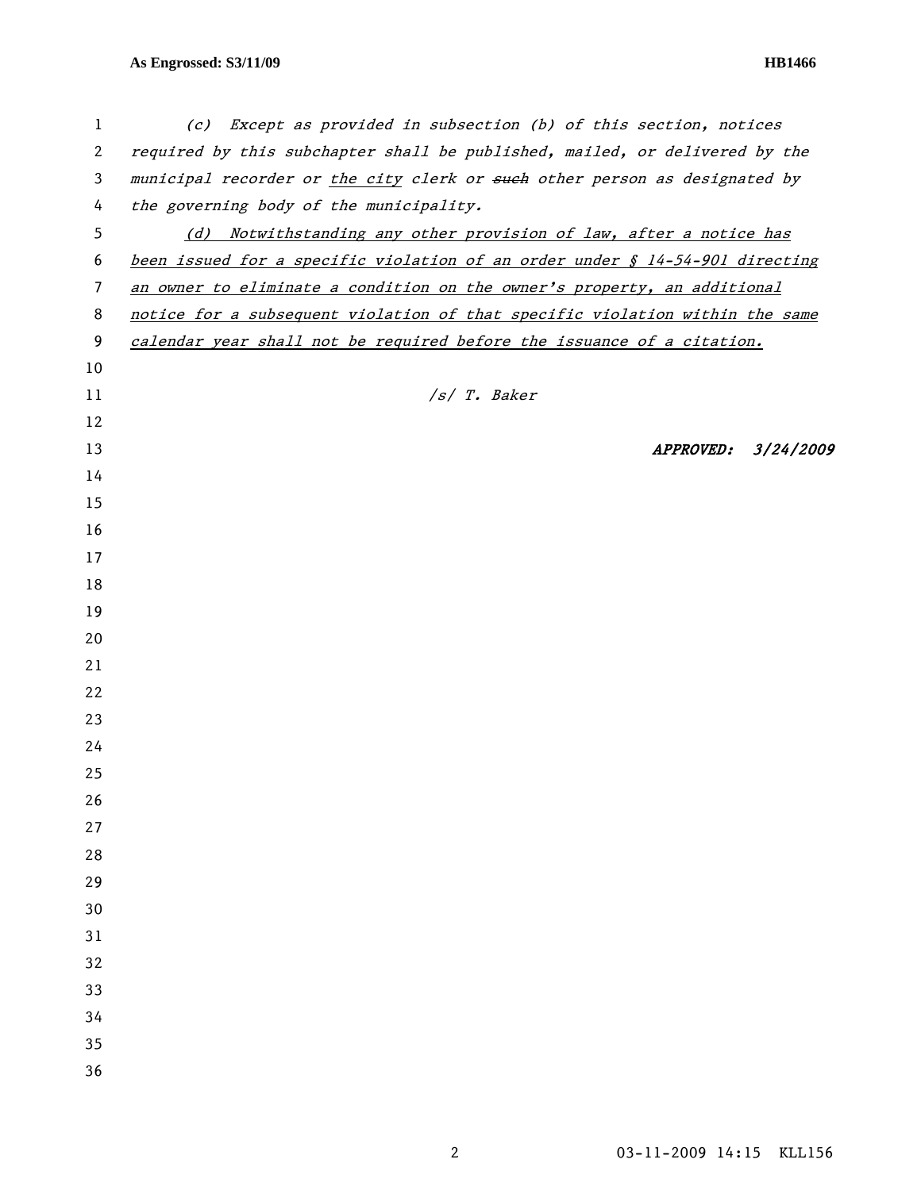*(c) Except as provided in subsection (b) of this section, notices required by this subchapter shall be published, mailed, or delivered by the municipal recorder or <u>the city</u> clerk or ~~such~~ other person as designated by the governing body of the municipality.*

*<u>(d) Notwithstanding any other provision of law, after a notice has been issued for a specific violation of an order under § 14-54-901 directing an owner to eliminate a condition on the owner's property, an additional notice for a subsequent violation of that specific violation within the same calendar year shall not be required before the issuance of a citation.</u>*

*/s/ T. Baker*

***APPROVED: 3/24/2009***